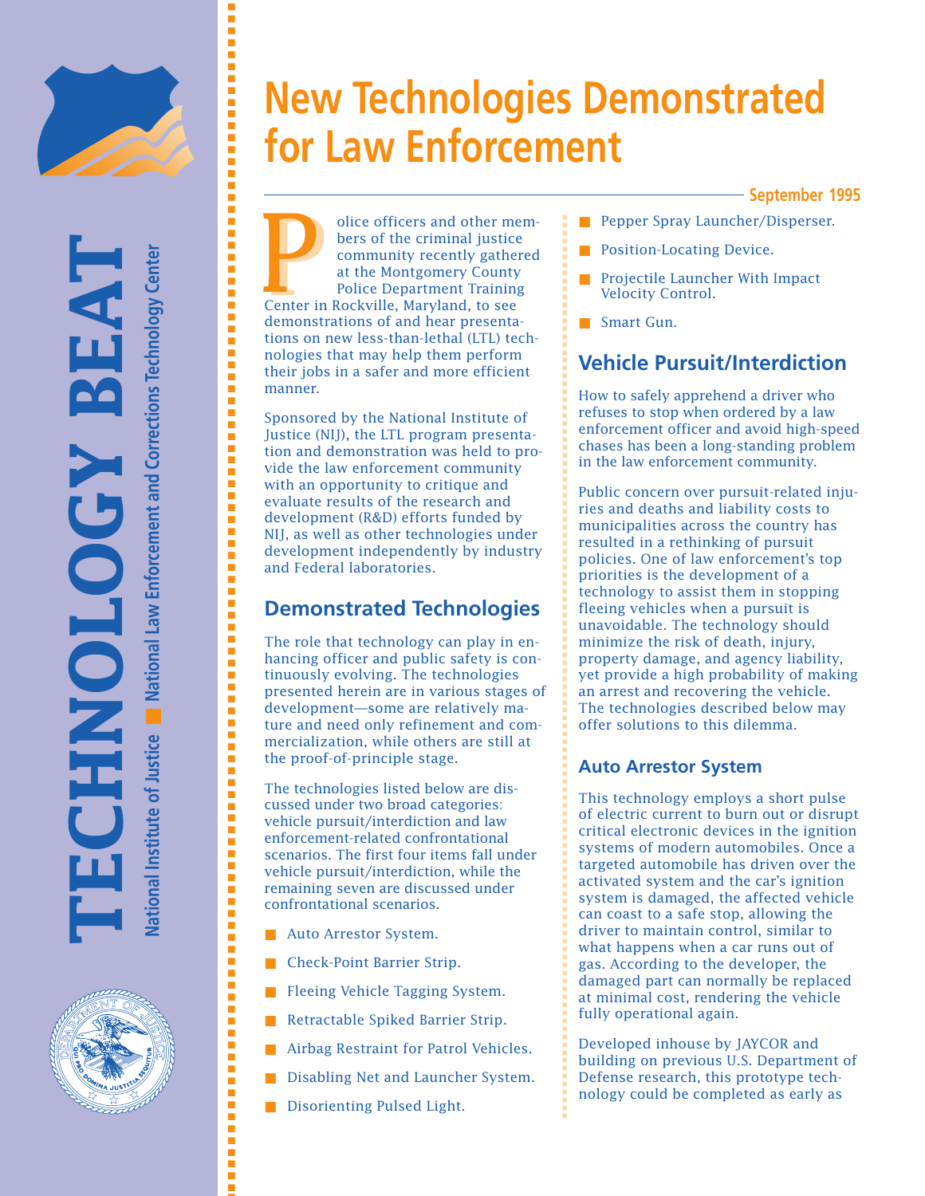# New Technologies Demonstrated for Law Enforcement

September 1995

Police officers and other members of the criminal justice community recently gathered at the Montgomery County Police Department Training Center in Rockville, Maryland, to see demonstrations of and hear presentations on new less-than-lethal (LTL) technologies that may help them perform their jobs in a safer and more efficient manner.

Sponsored by the National Institute of Justice (NIJ), the LTL program presentation and demonstration was held to provide the law enforcement community with an opportunity to critique and evaluate results of the research and development (R&D) efforts funded by NIJ, as well as other technologies under development independently by industry and Federal laboratories.

## Demonstrated Technologies

The role that technology can play in enhancing officer and public safety is continuously evolving. The technologies presented herein are in various stages of development—some are relatively mature and need only refinement and commercialization, while others are still at the proof-of-principle stage.

The technologies listed below are discussed under two broad categories: vehicle pursuit/interdiction and law enforcement-related confrontational scenarios. The first four items fall under vehicle pursuit/interdiction, while the remaining seven are discussed under confrontational scenarios.

- Auto Arrestor System.
- Check-Point Barrier Strip.
- Fleeing Vehicle Tagging System.
- Retractable Spiked Barrier Strip.
- Airbag Restraint for Patrol Vehicles.
- Disabling Net and Launcher System.
- Disorienting Pulsed Light.
- Pepper Spray Launcher/Disperser.
- Position-Locating Device.
- Projectile Launcher With Impact Velocity Control.
- Smart Gun.

## Vehicle Pursuit/Interdiction

How to safely apprehend a driver who refuses to stop when ordered by a law enforcement officer and avoid high-speed chases has been a long-standing problem in the law enforcement community.

Public concern over pursuit-related injuries and deaths and liability costs to municipalities across the country has resulted in a rethinking of pursuit policies. One of law enforcement's top priorities is the development of a technology to assist them in stopping fleeing vehicles when a pursuit is unavoidable. The technology should minimize the risk of death, injury, property damage, and agency liability, yet provide a high probability of making an arrest and recovering the vehicle. The technologies described below may offer solutions to this dilemma.

### Auto Arrestor System

This technology employs a short pulse of electric current to burn out or disrupt critical electronic devices in the ignition systems of modern automobiles. Once a targeted automobile has driven over the activated system and the car's ignition system is damaged, the affected vehicle can coast to a safe stop, allowing the driver to maintain control, similar to what happens when a car runs out of gas. According to the developer, the damaged part can normally be replaced at minimal cost, rendering the vehicle fully operational again.

Developed inhouse by JAYCOR and building on previous U.S. Department of Defense research, this prototype technology could be completed as early as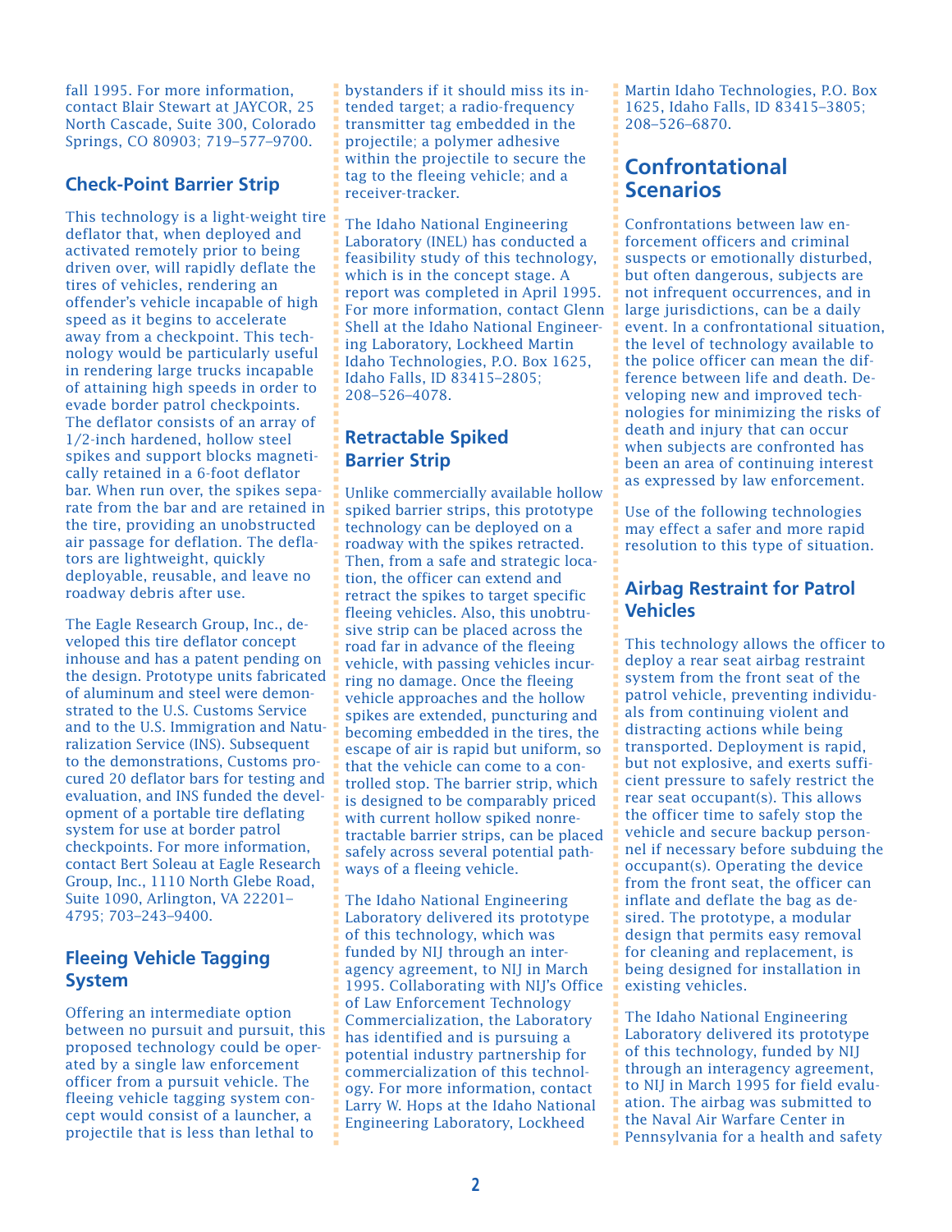fall 1995. For more information, contact Blair Stewart at JAYCOR, 25 North Cascade, Suite 300, Colorado Springs, CO 80903; 719–577–9700.

### Check-Point Barrier Strip

This technology is a light-weight tire deflator that, when deployed and activated remotely prior to being driven over, will rapidly deflate the tires of vehicles, rendering an offender's vehicle incapable of high speed as it begins to accelerate away from a checkpoint. This technology would be particularly useful in rendering large trucks incapable of attaining high speeds in order to evade border patrol checkpoints. The deflator consists of an array of 1/2-inch hardened, hollow steel spikes and support blocks magnetically retained in a 6-foot deflator bar. When run over, the spikes separate from the bar and are retained in the tire, providing an unobstructed air passage for deflation. The deflators are lightweight, quickly deployable, reusable, and leave no roadway debris after use.

The Eagle Research Group, Inc., developed this tire deflator concept inhouse and has a patent pending on the design. Prototype units fabricated of aluminum and steel were demonstrated to the U.S. Customs Service and to the U.S. Immigration and Naturalization Service (INS). Subsequent to the demonstrations, Customs procured 20 deflator bars for testing and evaluation, and INS funded the development of a portable tire deflating system for use at border patrol checkpoints. For more information, contact Bert Soleau at Eagle Research Group, Inc., 1110 North Glebe Road, Suite 1090, Arlington, VA 22201–4795; 703–243–9400.

### Fleeing Vehicle Tagging System

Offering an intermediate option between no pursuit and pursuit, this proposed technology could be operated by a single law enforcement officer from a pursuit vehicle. The fleeing vehicle tagging system concept would consist of a launcher, a projectile that is less than lethal to bystanders if it should miss its intended target; a radio-frequency transmitter tag embedded in the projectile; a polymer adhesive within the projectile to secure the tag to the fleeing vehicle; and a receiver-tracker.

The Idaho National Engineering Laboratory (INEL) has conducted a feasibility study of this technology, which is in the concept stage. A report was completed in April 1995. For more information, contact Glenn Shell at the Idaho National Engineering Laboratory, Lockheed Martin Idaho Technologies, P.O. Box 1625, Idaho Falls, ID 83415–2805; 208–526–4078.

### Retractable Spiked Barrier Strip

Unlike commercially available hollow spiked barrier strips, this prototype technology can be deployed on a roadway with the spikes retracted. Then, from a safe and strategic location, the officer can extend and retract the spikes to target specific fleeing vehicles. Also, this unobtrusive strip can be placed across the road far in advance of the fleeing vehicle, with passing vehicles incurring no damage. Once the fleeing vehicle approaches and the hollow spikes are extended, puncturing and becoming embedded in the tires, the escape of air is rapid but uniform, so that the vehicle can come to a controlled stop. The barrier strip, which is designed to be comparably priced with current hollow spiked nonretractable barrier strips, can be placed safely across several potential pathways of a fleeing vehicle.

The Idaho National Engineering Laboratory delivered its prototype of this technology, which was funded by NIJ through an interagency agreement, to NIJ in March 1995. Collaborating with NIJ's Office of Law Enforcement Technology Commercialization, the Laboratory has identified and is pursuing a potential industry partnership for commercialization of this technology. For more information, contact Larry W. Hops at the Idaho National Engineering Laboratory, Lockheed Martin Idaho Technologies, P.O. Box 1625, Idaho Falls, ID 83415–3805; 208–526–6870.

## Confrontational Scenarios

Confrontations between law enforcement officers and criminal suspects or emotionally disturbed, but often dangerous, subjects are not infrequent occurrences, and in large jurisdictions, can be a daily event. In a confrontational situation, the level of technology available to the police officer can mean the difference between life and death. Developing new and improved technologies for minimizing the risks of death and injury that can occur when subjects are confronted has been an area of continuing interest as expressed by law enforcement.

Use of the following technologies may effect a safer and more rapid resolution to this type of situation.

### Airbag Restraint for Patrol Vehicles

This technology allows the officer to deploy a rear seat airbag restraint system from the front seat of the patrol vehicle, preventing individuals from continuing violent and distracting actions while being transported. Deployment is rapid, but not explosive, and exerts sufficient pressure to safely restrict the rear seat occupant(s). This allows the officer time to safely stop the vehicle and secure backup personnel if necessary before subduing the occupant(s). Operating the device from the front seat, the officer can inflate and deflate the bag as desired. The prototype, a modular design that permits easy removal for cleaning and replacement, is being designed for installation in existing vehicles.

The Idaho National Engineering Laboratory delivered its prototype of this technology, funded by NIJ through an interagency agreement, to NIJ in March 1995 for field evaluation. The airbag was submitted to the Naval Air Warfare Center in Pennsylvania for a health and safety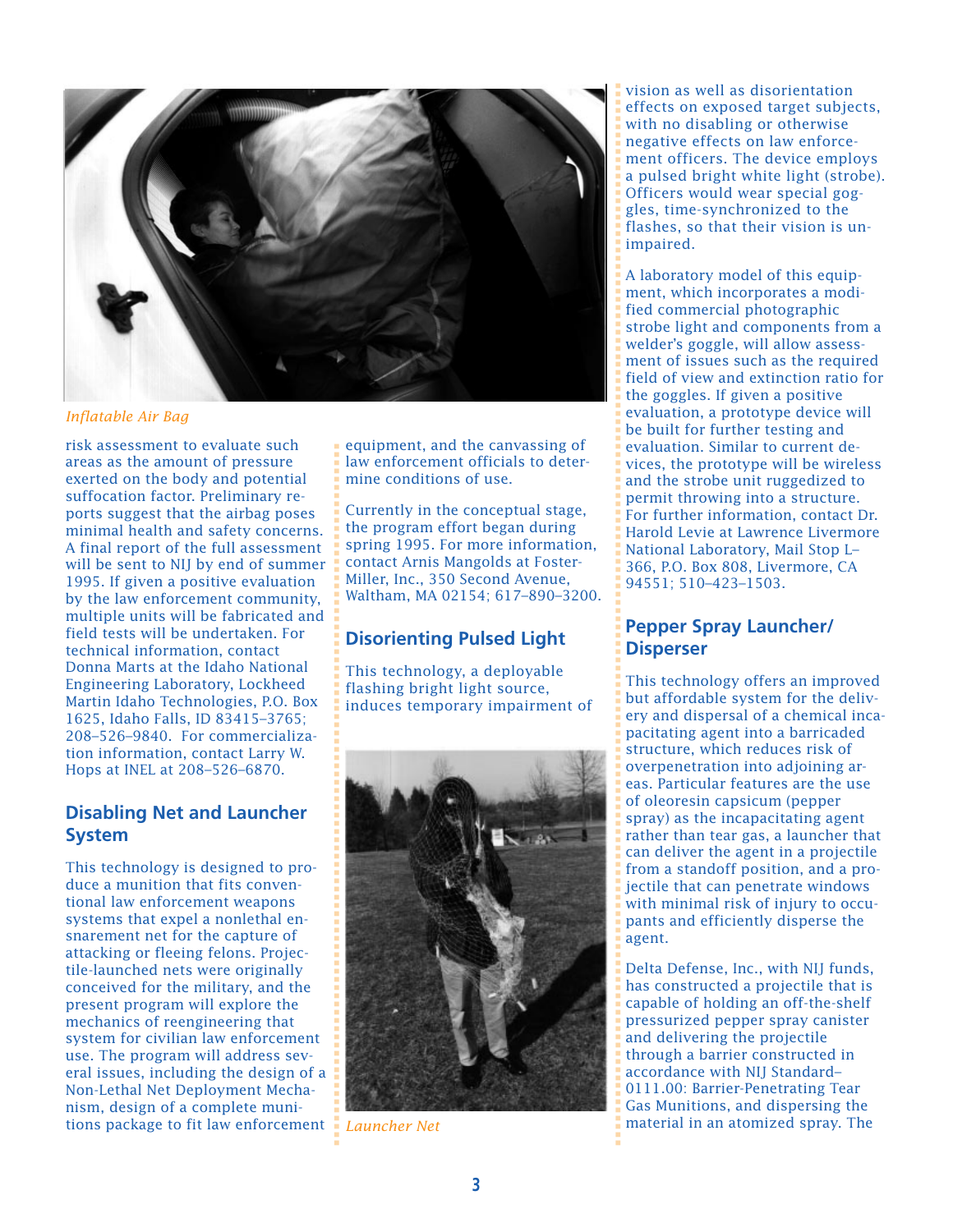*Inflatable Air Bag*

risk assessment to evaluate such areas as the amount of pressure exerted on the body and potential suffocation factor. Preliminary reports suggest that the airbag poses minimal health and safety concerns. A final report of the full assessment will be sent to NIJ by end of summer 1995. If given a positive evaluation by the law enforcement community, multiple units will be fabricated and field tests will be undertaken. For technical information, contact Donna Marts at the Idaho National Engineering Laboratory, Lockheed Martin Idaho Technologies, P.O. Box 1625, Idaho Falls, ID 83415–3765; 208–526–9840. For commercialization information, contact Larry W. Hops at INEL at 208–526–6870.

## Disabling Net and Launcher System

This technology is designed to produce a munition that fits conventional law enforcement weapons systems that expel a nonlethal ensnarement net for the capture of attacking or fleeing felons. Projectile-launched nets were originally conceived for the military, and the present program will explore the mechanics of reengineering that system for civilian law enforcement use. The program will address several issues, including the design of a Non-Lethal Net Deployment Mechanism, design of a complete munitions package to fit law enforcement equipment, and the canvassing of law enforcement officials to determine conditions of use.

Currently in the conceptual stage, the program effort began during spring 1995. For more information, contact Arnis Mangolds at Foster-Miller, Inc., 350 Second Avenue, Waltham, MA 02154; 617–890–3200.

## Disorienting Pulsed Light

This technology, a deployable flashing bright light source, induces temporary impairment of vision as well as disorientation effects on exposed target subjects, with no disabling or otherwise negative effects on law enforcement officers. The device employs a pulsed bright white light (strobe). Officers would wear special goggles, time-synchronized to the flashes, so that their vision is unimpaired.

*Launcher Net*

A laboratory model of this equipment, which incorporates a modified commercial photographic strobe light and components from a welder's goggle, will allow assessment of issues such as the required field of view and extinction ratio for the goggles. If given a positive evaluation, a prototype device will be built for further testing and evaluation. Similar to current devices, the prototype will be wireless and the strobe unit ruggedized to permit throwing into a structure. For further information, contact Dr. Harold Levie at Lawrence Livermore National Laboratory, Mail Stop L–366, P.O. Box 808, Livermore, CA 94551; 510–423–1503.

## Pepper Spray Launcher/ Disperser

This technology offers an improved but affordable system for the delivery and dispersal of a chemical incapacitating agent into a barricaded structure, which reduces risk of overpenetration into adjoining areas. Particular features are the use of oleoresin capsicum (pepper spray) as the incapacitating agent rather than tear gas, a launcher that can deliver the agent in a projectile from a standoff position, and a projectile that can penetrate windows with minimal risk of injury to occupants and efficiently disperse the agent.

Delta Defense, Inc., with NIJ funds, has constructed a projectile that is capable of holding an off-the-shelf pressurized pepper spray canister and delivering the projectile through a barrier constructed in accordance with NIJ Standard–0111.00: Barrier-Penetrating Tear Gas Munitions, and dispersing the material in an atomized spray. The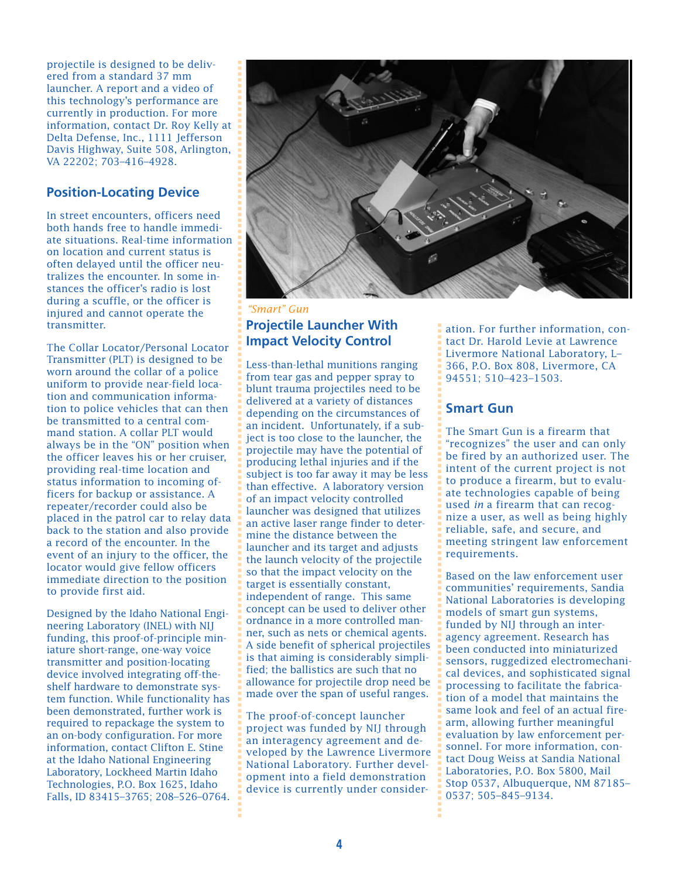projectile is designed to be delivered from a standard 37 mm launcher. A report and a video of this technology's performance are currently in production. For more information, contact Dr. Roy Kelly at Delta Defense, Inc., 1111 Jefferson Davis Highway, Suite 508, Arlington, VA 22202; 703–416–4928.

## Position-Locating Device

In street encounters, officers need both hands free to handle immediate situations. Real-time information on location and current status is often delayed until the officer neutralizes the encounter. In some instances the officer's radio is lost during a scuffle, or the officer is injured and cannot operate the transmitter.

The Collar Locator/Personal Locator Transmitter (PLT) is designed to be worn around the collar of a police uniform to provide near-field location and communication information to police vehicles that can then be transmitted to a central command station. A collar PLT would always be in the "ON" position when the officer leaves his or her cruiser, providing real-time location and status information to incoming officers for backup or assistance. A repeater/recorder could also be placed in the patrol car to relay data back to the station and also provide a record of the encounter. In the event of an injury to the officer, the locator would give fellow officers immediate direction to the position to provide first aid.

Designed by the Idaho National Engineering Laboratory (INEL) with NIJ funding, this proof-of-principle miniature short-range, one-way voice transmitter and position-locating device involved integrating off-the-shelf hardware to demonstrate system function. While functionality has been demonstrated, further work is required to repackage the system to an on-body configuration. For more information, contact Clifton E. Stine at the Idaho National Engineering Laboratory, Lockheed Martin Idaho Technologies, P.O. Box 1625, Idaho Falls, ID 83415–3765; 208–526–0764.

*"Smart" Gun*

## Projectile Launcher With Impact Velocity Control

Less-than-lethal munitions ranging from tear gas and pepper spray to blunt trauma projectiles need to be delivered at a variety of distances depending on the circumstances of an incident. Unfortunately, if a subject is too close to the launcher, the projectile may have the potential of producing lethal injuries and if the subject is too far away it may be less than effective. A laboratory version of an impact velocity controlled launcher was designed that utilizes an active laser range finder to determine the distance between the launcher and its target and adjusts the launch velocity of the projectile so that the impact velocity on the target is essentially constant, independent of range. This same concept can be used to deliver other ordnance in a more controlled manner, such as nets or chemical agents. A side benefit of spherical projectiles is that aiming is considerably simplified; the ballistics are such that no allowance for projectile drop need be made over the span of useful ranges.

The proof-of-concept launcher project was funded by NIJ through an interagency agreement and developed by the Lawrence Livermore National Laboratory. Further development into a field demonstration device is currently under consideration. For further information, contact Dr. Harold Levie at Lawrence Livermore National Laboratory, L–366, P.O. Box 808, Livermore, CA 94551; 510–423–1503.

## Smart Gun

The Smart Gun is a firearm that "recognizes" the user and can only be fired by an authorized user. The intent of the current project is not to produce a firearm, but to evaluate technologies capable of being used *in* a firearm that can recognize a user, as well as being highly reliable, safe, and secure, and meeting stringent law enforcement requirements.

Based on the law enforcement user communities' requirements, Sandia National Laboratories is developing models of smart gun systems, funded by NIJ through an interagency agreement. Research has been conducted into miniaturized sensors, ruggedized electromechanical devices, and sophisticated signal processing to facilitate the fabrication of a model that maintains the same look and feel of an actual firearm, allowing further meaningful evaluation by law enforcement personnel. For more information, contact Doug Weiss at Sandia National Laboratories, P.O. Box 5800, Mail Stop 0537, Albuquerque, NM 87185–0537; 505–845–9134.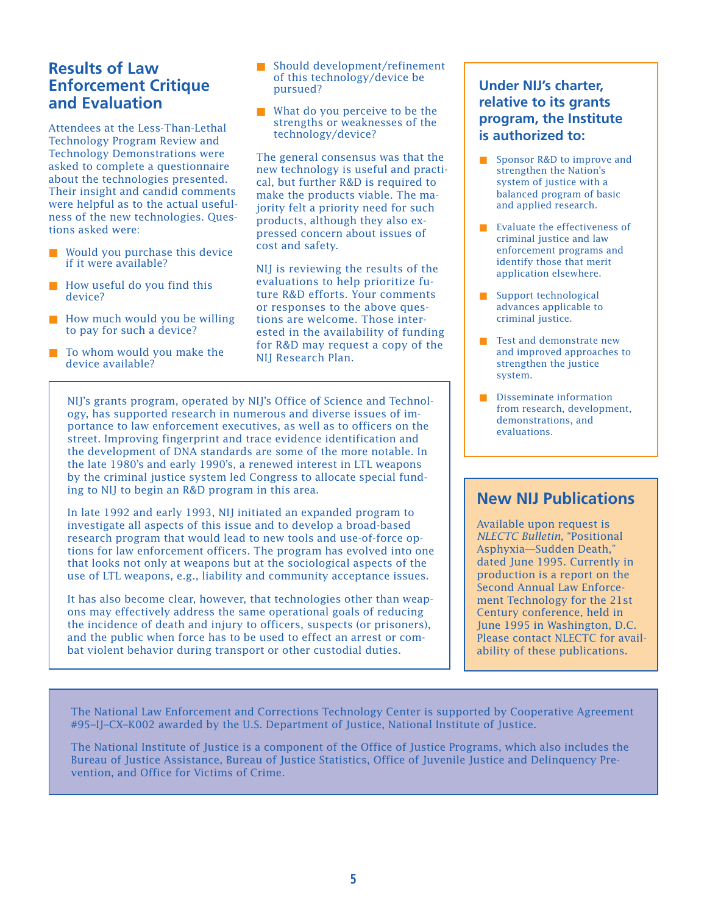## Results of Law Enforcement Critique and Evaluation

Attendees at the Less-Than-Lethal Technology Program Review and Technology Demonstrations were asked to complete a questionnaire about the technologies presented. Their insight and candid comments were helpful as to the actual usefulness of the new technologies. Questions asked were:

- Would you purchase this device if it were available?
- How useful do you find this device?
- How much would you be willing to pay for such a device?
- To whom would you make the device available?
- Should development/refinement of this technology/device be pursued?
- What do you perceive to be the strengths or weaknesses of the technology/device?

The general consensus was that the new technology is useful and practical, but further R&D is required to make the products viable. The majority felt a priority need for such products, although they also expressed concern about issues of cost and safety.

NIJ is reviewing the results of the evaluations to help prioritize future R&D efforts. Your comments or responses to the above questions are welcome. Those interested in the availability of funding for R&D may request a copy of the NIJ Research Plan.

NIJ's grants program, operated by NIJ's Office of Science and Technology, has supported research in numerous and diverse issues of importance to law enforcement executives, as well as to officers on the street. Improving fingerprint and trace evidence identification and the development of DNA standards are some of the more notable. In the late 1980's and early 1990's, a renewed interest in LTL weapons by the criminal justice system led Congress to allocate special funding to NIJ to begin an R&D program in this area.

In late 1992 and early 1993, NIJ initiated an expanded program to investigate all aspects of this issue and to develop a broad-based research program that would lead to new tools and use-of-force options for law enforcement officers. The program has evolved into one that looks not only at weapons but at the sociological aspects of the use of LTL weapons, e.g., liability and community acceptance issues.

It has also become clear, however, that technologies other than weapons may effectively address the same operational goals of reducing the incidence of death and injury to officers, suspects (or prisoners), and the public when force has to be used to effect an arrest or combat violent behavior during transport or other custodial duties.

### Under NIJ's charter, relative to its grants program, the Institute is authorized to:

- Sponsor R&D to improve and strengthen the Nation's system of justice with a balanced program of basic and applied research.
- Evaluate the effectiveness of criminal justice and law enforcement programs and identify those that merit application elsewhere.
- Support technological advances applicable to criminal justice.
- Test and demonstrate new and improved approaches to strengthen the justice system.
- Disseminate information from research, development, demonstrations, and evaluations.

## New NIJ Publications

Available upon request is *NLECTC Bulletin*, "Positional Asphyxia—Sudden Death," dated June 1995. Currently in production is a report on the Second Annual Law Enforcement Technology for the 21st Century conference, held in June 1995 in Washington, D.C. Please contact NLECTC for availability of these publications.

The National Law Enforcement and Corrections Technology Center is supported by Cooperative Agreement #95–IJ–CX–K002 awarded by the U.S. Department of Justice, National Institute of Justice.

The National Institute of Justice is a component of the Office of Justice Programs, which also includes the Bureau of Justice Assistance, Bureau of Justice Statistics, Office of Juvenile Justice and Delinquency Prevention, and Office for Victims of Crime.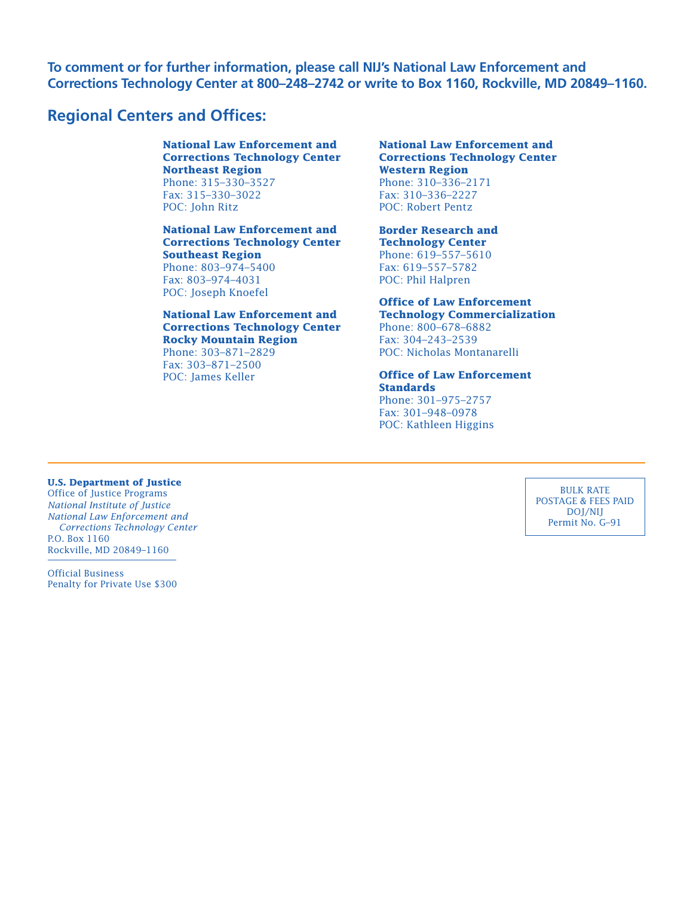**To comment or for further information, please call NIJ's National Law Enforcement and Corrections Technology Center at 800–248–2742 or write to Box 1160, Rockville, MD 20849–1160.**

## Regional Centers and Offices:

**National Law Enforcement and Corrections Technology Center Northeast Region**
Phone: 315–330–3527
Fax: 315–330–3022
POC: John Ritz

**National Law Enforcement and Corrections Technology Center Southeast Region**
Phone: 803–974–5400
Fax: 803–974–4031
POC: Joseph Knoefel

**National Law Enforcement and Corrections Technology Center Rocky Mountain Region**
Phone: 303–871–2829
Fax: 303–871–2500
POC: James Keller

**National Law Enforcement and Corrections Technology Center Western Region**
Phone: 310–336–2171
Fax: 310–336–2227
POC: Robert Pentz

**Border Research and Technology Center**
Phone: 619–557–5610
Fax: 619–557–5782
POC: Phil Halpren

**Office of Law Enforcement Technology Commercialization**
Phone: 800–678–6882
Fax: 304–243–2539
POC: Nicholas Montanarelli

**Office of Law Enforcement Standards**
Phone: 301–975–2757
Fax: 301–948–0978
POC: Kathleen Higgins

---

**U.S. Department of Justice**
Office of Justice Programs
*National Institute of Justice*
*National Law Enforcement and Corrections Technology Center*
P.O. Box 1160
Rockville, MD 20849–1160

Official Business
Penalty for Private Use $300

BULK RATE
POSTAGE & FEES PAID
DOJ/NIJ
Permit No. G–91